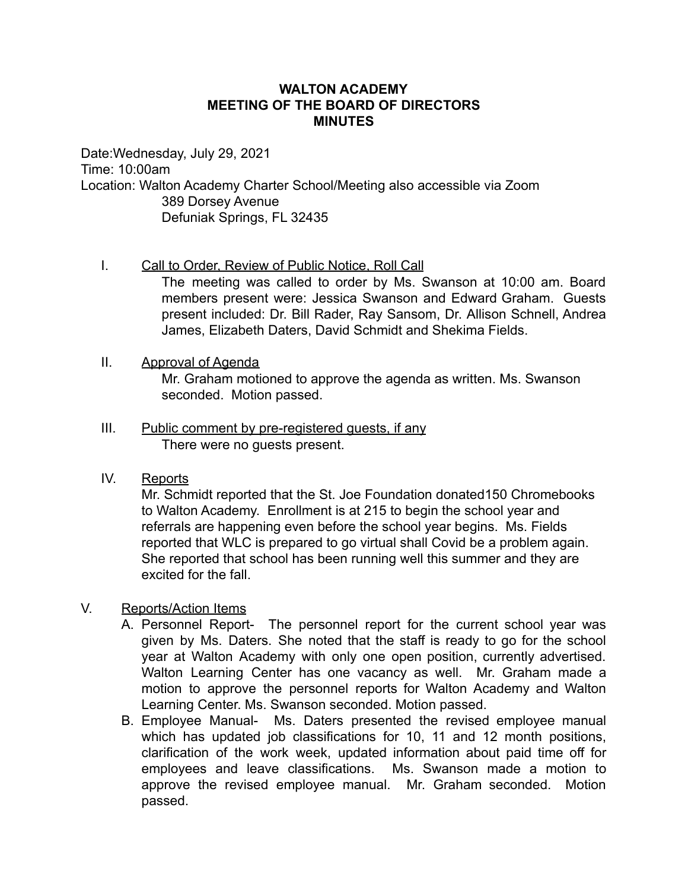# WALTON ACADEMY
## MEETING OF THE BOARD OF DIRECTORS
## MINUTES

Date:Wednesday, July 29, 2021
Time: 10:00am
Location: Walton Academy Charter School/Meeting also accessible via Zoom
389 Dorsey Avenue
Defuniak Springs, FL 32435

I. Call to Order, Review of Public Notice, Roll Call

The meeting was called to order by Ms. Swanson at 10:00 am. Board members present were: Jessica Swanson and Edward Graham. Guests present included: Dr. Bill Rader, Ray Sansom, Dr. Allison Schnell, Andrea James, Elizabeth Daters, David Schmidt and Shekima Fields.

II. Approval of Agenda

Mr. Graham motioned to approve the agenda as written. Ms. Swanson seconded. Motion passed.

III. Public comment by pre-registered guests, if any

There were no guests present.

IV. Reports

Mr. Schmidt reported that the St. Joe Foundation donated150 Chromebooks to Walton Academy. Enrollment is at 215 to begin the school year and referrals are happening even before the school year begins. Ms. Fields reported that WLC is prepared to go virtual shall Covid be a problem again. She reported that school has been running well this summer and they are excited for the fall.

V. Reports/Action Items

A. Personnel Report- The personnel report for the current school year was given by Ms. Daters. She noted that the staff is ready to go for the school year at Walton Academy with only one open position, currently advertised. Walton Learning Center has one vacancy as well. Mr. Graham made a motion to approve the personnel reports for Walton Academy and Walton Learning Center. Ms. Swanson seconded. Motion passed.

B. Employee Manual- Ms. Daters presented the revised employee manual which has updated job classifications for 10, 11 and 12 month positions, clarification of the work week, updated information about paid time off for employees and leave classifications. Ms. Swanson made a motion to approve the revised employee manual. Mr. Graham seconded. Motion passed.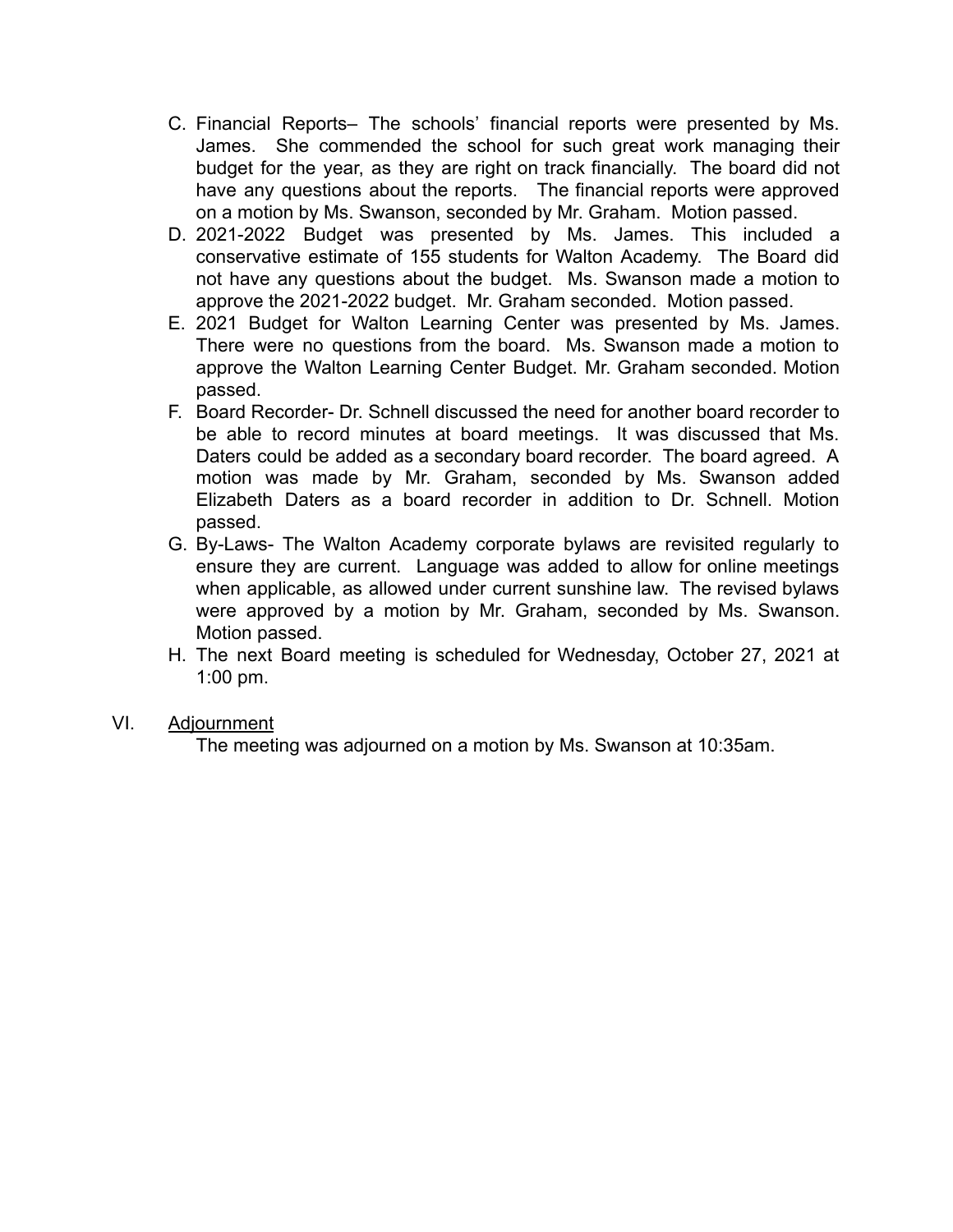C. Financial Reports– The schools' financial reports were presented by Ms. James. She commended the school for such great work managing their budget for the year, as they are right on track financially. The board did not have any questions about the reports. The financial reports were approved on a motion by Ms. Swanson, seconded by Mr. Graham. Motion passed.

D. 2021-2022 Budget was presented by Ms. James. This included a conservative estimate of 155 students for Walton Academy. The Board did not have any questions about the budget. Ms. Swanson made a motion to approve the 2021-2022 budget. Mr. Graham seconded. Motion passed.

E. 2021 Budget for Walton Learning Center was presented by Ms. James. There were no questions from the board. Ms. Swanson made a motion to approve the Walton Learning Center Budget. Mr. Graham seconded. Motion passed.

F. Board Recorder- Dr. Schnell discussed the need for another board recorder to be able to record minutes at board meetings. It was discussed that Ms. Daters could be added as a secondary board recorder. The board agreed. A motion was made by Mr. Graham, seconded by Ms. Swanson added Elizabeth Daters as a board recorder in addition to Dr. Schnell. Motion passed.

G. By-Laws- The Walton Academy corporate bylaws are revisited regularly to ensure they are current. Language was added to allow for online meetings when applicable, as allowed under current sunshine law. The revised bylaws were approved by a motion by Mr. Graham, seconded by Ms. Swanson. Motion passed.

H. The next Board meeting is scheduled for Wednesday, October 27, 2021 at 1:00 pm.

VI. Adjournment

The meeting was adjourned on a motion by Ms. Swanson at 10:35am.